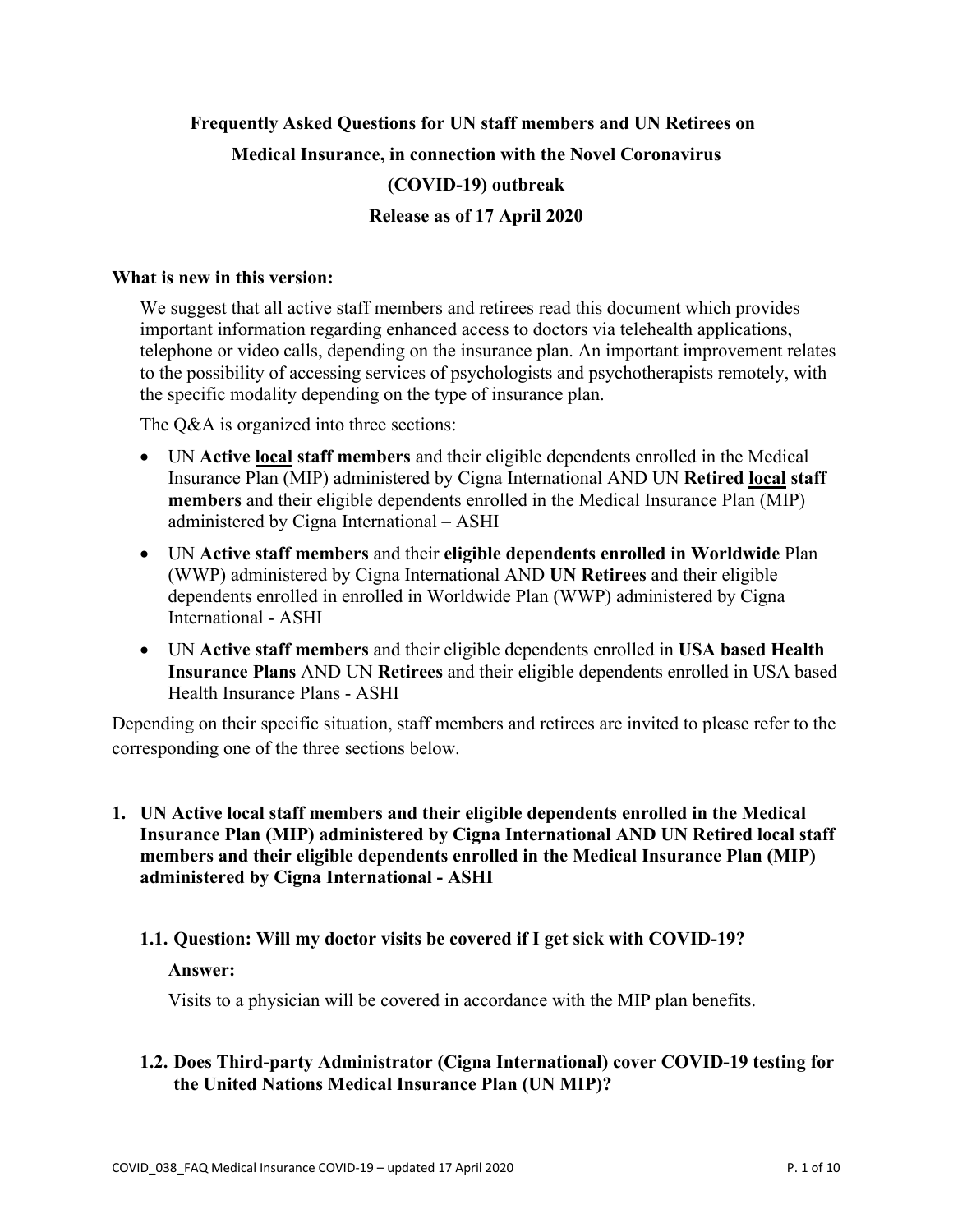# Frequently Asked Questions for UN staff members and UN Retirees on Medical Insurance, in connection with the Novel Coronavirus (COVID-19) outbreak

**Release as of 17 April 2020**

**What is new in this version:**

We suggest that all active staff members and retirees read this document which provides important information regarding enhanced access to doctors via telehealth applications, telephone or video calls, depending on the insurance plan. An important improvement relates to the possibility of accessing services of psychologists and psychotherapists remotely, with the specific modality depending on the type of insurance plan.

The Q&A is organized into three sections:

- UN **Active local staff members** and their eligible dependents enrolled in the Medical Insurance Plan (MIP) administered by Cigna International AND UN **Retired local staff members** and their eligible dependents enrolled in the Medical Insurance Plan (MIP) administered by Cigna International – ASHI
- UN **Active staff members** and their **eligible dependents enrolled in Worldwide** Plan (WWP) administered by Cigna International AND **UN Retirees** and their eligible dependents enrolled in enrolled in Worldwide Plan (WWP) administered by Cigna International - ASHI
- UN **Active staff members** and their eligible dependents enrolled in **USA based Health Insurance Plans** AND UN **Retirees** and their eligible dependents enrolled in USA based Health Insurance Plans - ASHI

Depending on their specific situation, staff members and retirees are invited to please refer to the corresponding one of the three sections below.

## 1. UN Active local staff members and their eligible dependents enrolled in the Medical Insurance Plan (MIP) administered by Cigna International AND UN Retired local staff members and their eligible dependents enrolled in the Medical Insurance Plan (MIP) administered by Cigna International - ASHI

### 1.1. Question: Will my doctor visits be covered if I get sick with COVID-19?

**Answer:**

Visits to a physician will be covered in accordance with the MIP plan benefits.

### 1.2. Does Third-party Administrator (Cigna International) cover COVID-19 testing for the United Nations Medical Insurance Plan (UN MIP)?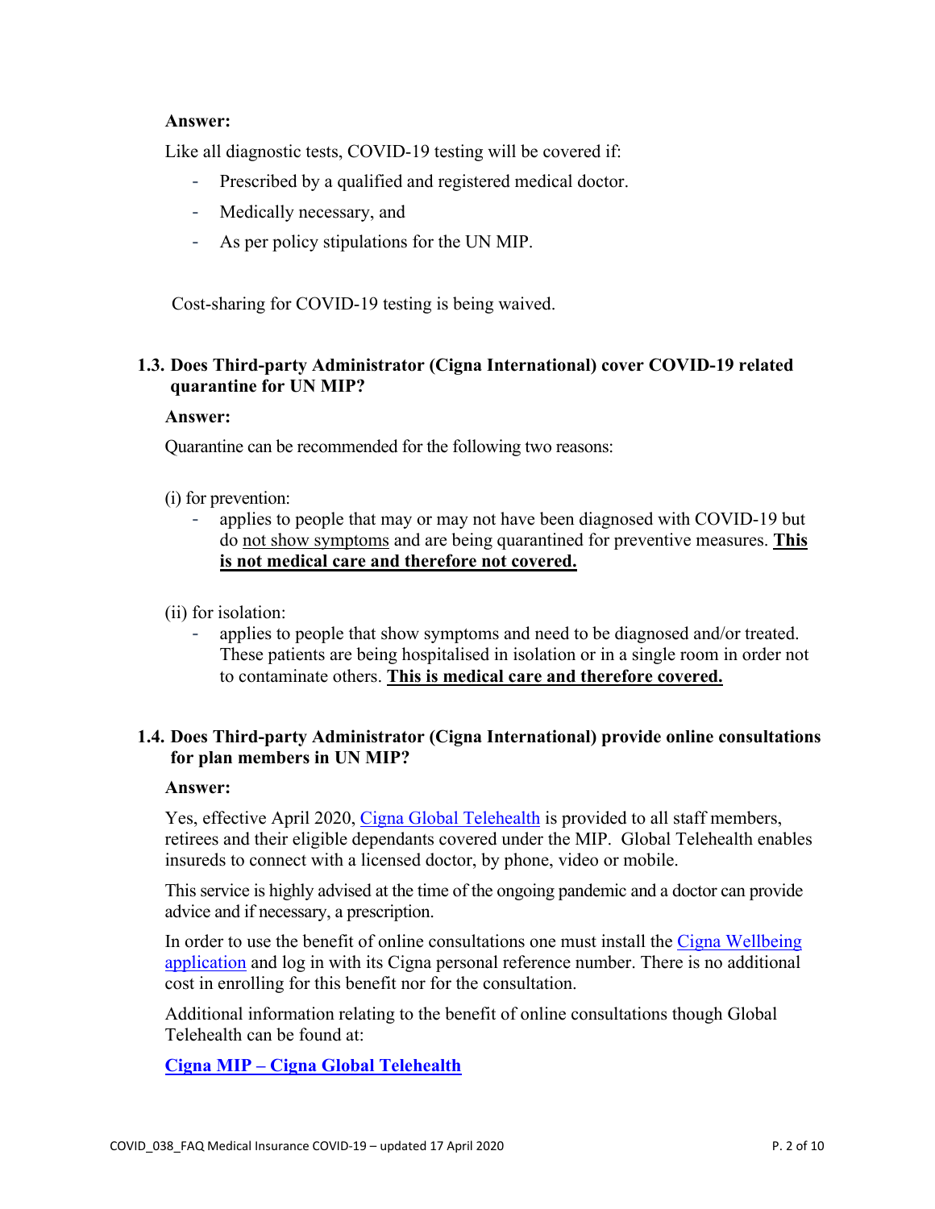**Answer:**

Like all diagnostic tests, COVID-19 testing will be covered if:

- Prescribed by a qualified and registered medical doctor.
- Medically necessary, and
- As per policy stipulations for the UN MIP.

Cost-sharing for COVID-19 testing is being waived.

### 1.3. Does Third-party Administrator (Cigna International) cover COVID-19 related quarantine for UN MIP?

**Answer:**

Quarantine can be recommended for the following two reasons:

(i) for prevention:

- applies to people that may or may not have been diagnosed with COVID-19 but do not show symptoms and are being quarantined for preventive measures. **This is not medical care and therefore not covered.**

(ii) for isolation:

- applies to people that show symptoms and need to be diagnosed and/or treated. These patients are being hospitalised in isolation or in a single room in order not to contaminate others. **This is medical care and therefore covered.**

### 1.4. Does Third-party Administrator (Cigna International) provide online consultations for plan members in UN MIP?

**Answer:**

Yes, effective April 2020, Cigna Global Telehealth is provided to all staff members, retirees and their eligible dependants covered under the MIP. Global Telehealth enables insureds to connect with a licensed doctor, by phone, video or mobile.

This service is highly advised at the time of the ongoing pandemic and a doctor can provide advice and if necessary, a prescription.

In order to use the benefit of online consultations one must install the Cigna Wellbeing application and log in with its Cigna personal reference number. There is no additional cost in enrolling for this benefit nor for the consultation.

Additional information relating to the benefit of online consultations though Global Telehealth can be found at:

**Cigna MIP – Cigna Global Telehealth**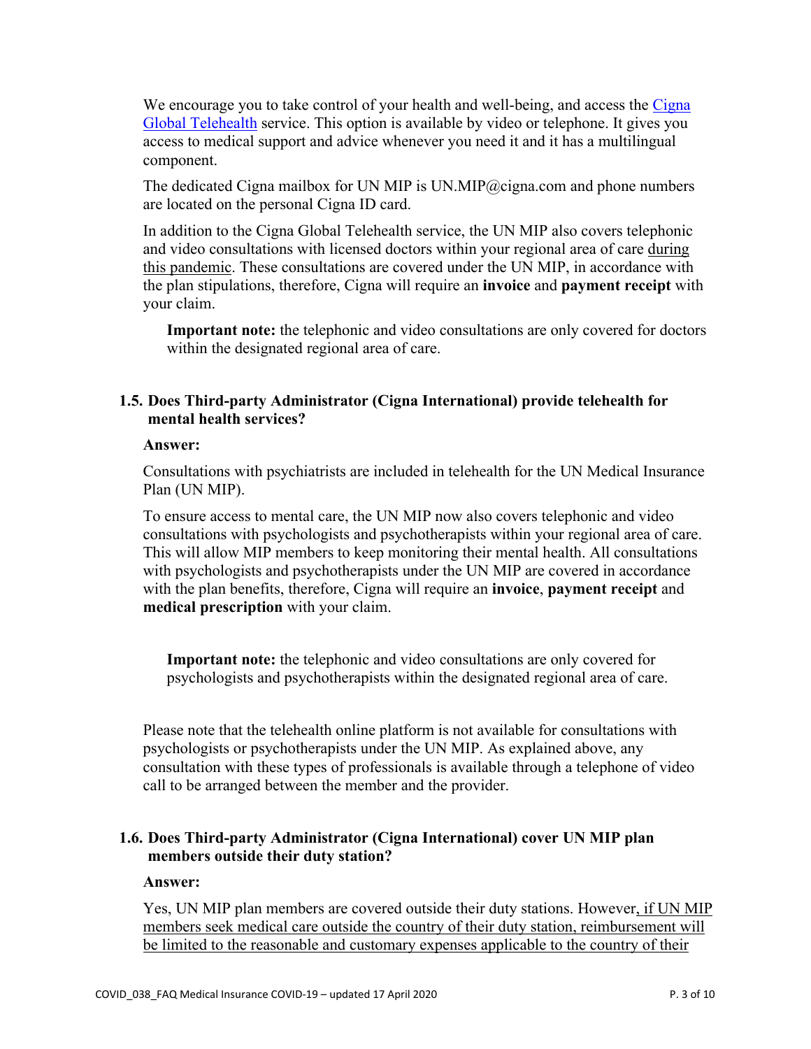We encourage you to take control of your health and well-being, and access the Cigna Global Telehealth service. This option is available by video or telephone. It gives you access to medical support and advice whenever you need it and it has a multilingual component.

The dedicated Cigna mailbox for UN MIP is UN.MIP@cigna.com and phone numbers are located on the personal Cigna ID card.

In addition to the Cigna Global Telehealth service, the UN MIP also covers telephonic and video consultations with licensed doctors within your regional area of care during this pandemic. These consultations are covered under the UN MIP, in accordance with the plan stipulations, therefore, Cigna will require an **invoice** and **payment receipt** with your claim.

> **Important note:** the telephonic and video consultations are only covered for doctors within the designated regional area of care.

### 1.5. Does Third-party Administrator (Cigna International) provide telehealth for mental health services?

**Answer:**

Consultations with psychiatrists are included in telehealth for the UN Medical Insurance Plan (UN MIP).

To ensure access to mental care, the UN MIP now also covers telephonic and video consultations with psychologists and psychotherapists within your regional area of care. This will allow MIP members to keep monitoring their mental health. All consultations with psychologists and psychotherapists under the UN MIP are covered in accordance with the plan benefits, therefore, Cigna will require an **invoice**, **payment receipt** and **medical prescription** with your claim.

> **Important note:** the telephonic and video consultations are only covered for psychologists and psychotherapists within the designated regional area of care.

Please note that the telehealth online platform is not available for consultations with psychologists or psychotherapists under the UN MIP. As explained above, any consultation with these types of professionals is available through a telephone of video call to be arranged between the member and the provider.

### 1.6. Does Third-party Administrator (Cigna International) cover UN MIP plan members outside their duty station?

**Answer:**

Yes, UN MIP plan members are covered outside their duty stations. However, if UN MIP members seek medical care outside the country of their duty station, reimbursement will be limited to the reasonable and customary expenses applicable to the country of their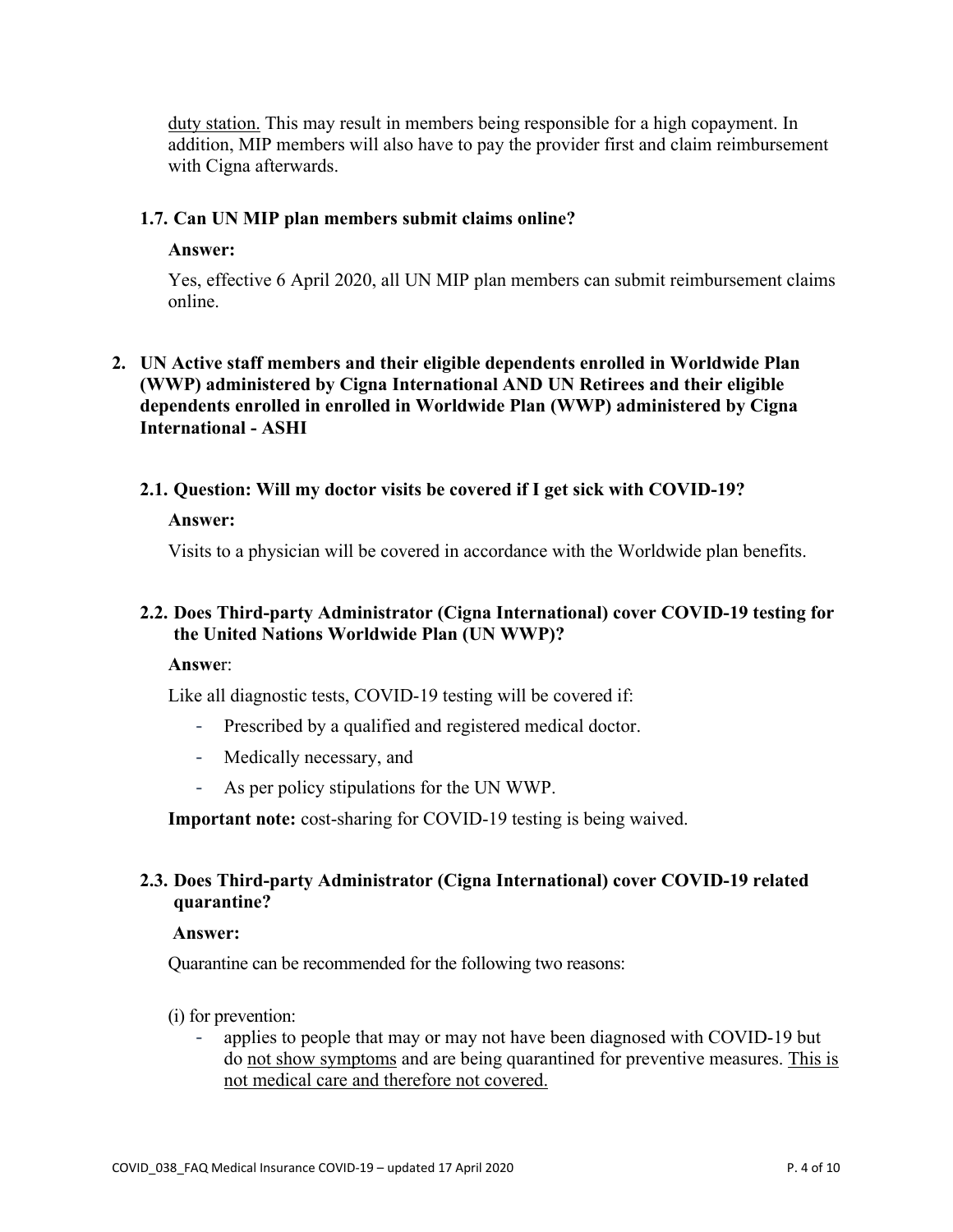duty station. This may result in members being responsible for a high copayment. In addition, MIP members will also have to pay the provider first and claim reimbursement with Cigna afterwards.

### 1.7. Can UN MIP plan members submit claims online?

**Answer:**

Yes, effective 6 April 2020, all UN MIP plan members can submit reimbursement claims online.

## 2. UN Active staff members and their eligible dependents enrolled in Worldwide Plan (WWP) administered by Cigna International AND UN Retirees and their eligible dependents enrolled in enrolled in Worldwide Plan (WWP) administered by Cigna International - ASHI

### 2.1. Question: Will my doctor visits be covered if I get sick with COVID-19?

**Answer:**

Visits to a physician will be covered in accordance with the Worldwide plan benefits.

### 2.2. Does Third-party Administrator (Cigna International) cover COVID-19 testing for the United Nations Worldwide Plan (UN WWP)?

**Answer**:

Like all diagnostic tests, COVID-19 testing will be covered if:

- Prescribed by a qualified and registered medical doctor.
- Medically necessary, and
- As per policy stipulations for the UN WWP.

**Important note:** cost-sharing for COVID-19 testing is being waived.

### 2.3. Does Third-party Administrator (Cigna International) cover COVID-19 related quarantine?

**Answer:**

Quarantine can be recommended for the following two reasons:

(i) for prevention:

- applies to people that may or may not have been diagnosed with COVID-19 but do not show symptoms and are being quarantined for preventive measures. This is not medical care and therefore not covered.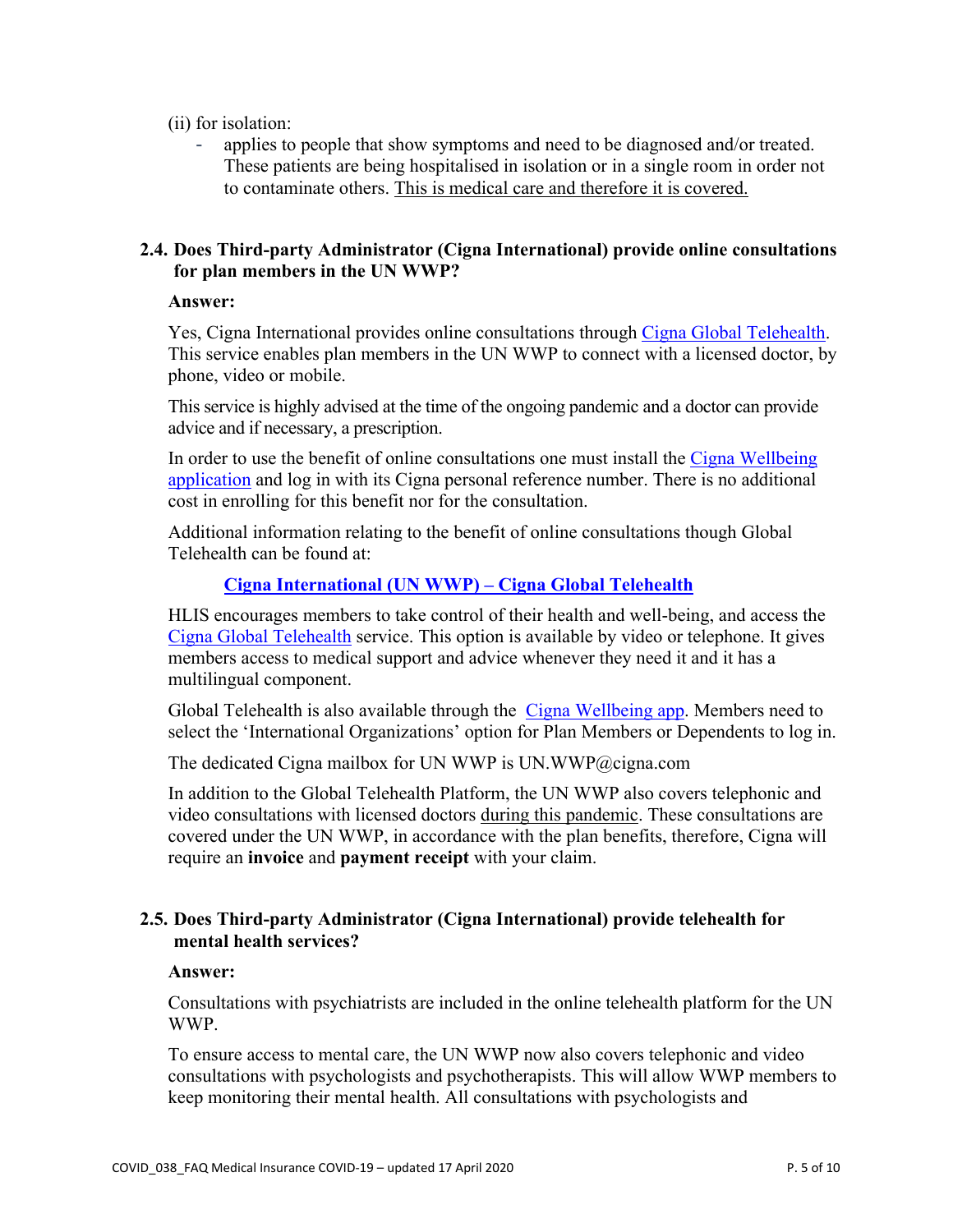(ii) for isolation:

- applies to people that show symptoms and need to be diagnosed and/or treated. These patients are being hospitalised in isolation or in a single room in order not to contaminate others. This is medical care and therefore it is covered.

### 2.4. Does Third-party Administrator (Cigna International) provide online consultations for plan members in the UN WWP?

**Answer:**

Yes, Cigna International provides online consultations through Cigna Global Telehealth. This service enables plan members in the UN WWP to connect with a licensed doctor, by phone, video or mobile.

This service is highly advised at the time of the ongoing pandemic and a doctor can provide advice and if necessary, a prescription.

In order to use the benefit of online consultations one must install the Cigna Wellbeing application and log in with its Cigna personal reference number. There is no additional cost in enrolling for this benefit nor for the consultation.

Additional information relating to the benefit of online consultations though Global Telehealth can be found at:

**Cigna International (UN WWP) – Cigna Global Telehealth**

HLIS encourages members to take control of their health and well-being, and access the Cigna Global Telehealth service. This option is available by video or telephone. It gives members access to medical support and advice whenever they need it and it has a multilingual component.

Global Telehealth is also available through the Cigna Wellbeing app. Members need to select the 'International Organizations' option for Plan Members or Dependents to log in.

The dedicated Cigna mailbox for UN WWP is UN.WWP@cigna.com

In addition to the Global Telehealth Platform, the UN WWP also covers telephonic and video consultations with licensed doctors during this pandemic. These consultations are covered under the UN WWP, in accordance with the plan benefits, therefore, Cigna will require an **invoice** and **payment receipt** with your claim.

### 2.5. Does Third-party Administrator (Cigna International) provide telehealth for mental health services?

**Answer:**

Consultations with psychiatrists are included in the online telehealth platform for the UN WWP.

To ensure access to mental care, the UN WWP now also covers telephonic and video consultations with psychologists and psychotherapists. This will allow WWP members to keep monitoring their mental health. All consultations with psychologists and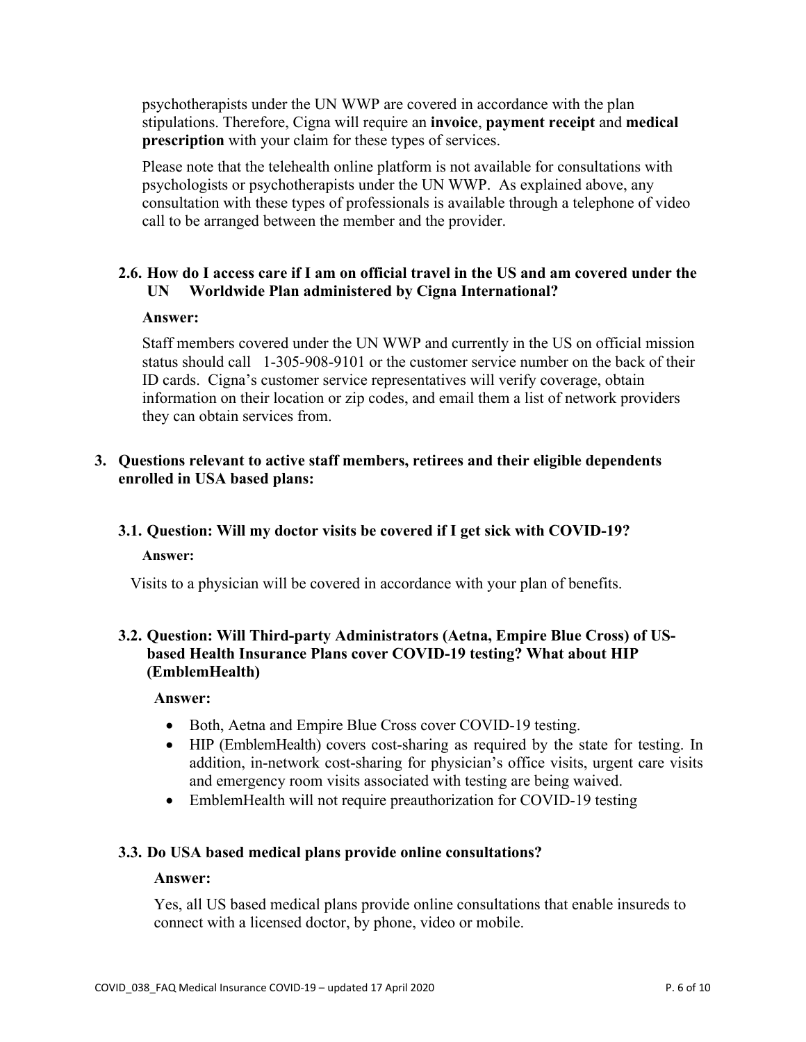psychotherapists under the UN WWP are covered in accordance with the plan stipulations. Therefore, Cigna will require an **invoice**, **payment receipt** and **medical prescription** with your claim for these types of services.

Please note that the telehealth online platform is not available for consultations with psychologists or psychotherapists under the UN WWP. As explained above, any consultation with these types of professionals is available through a telephone of video call to be arranged between the member and the provider.

### 2.6. How do I access care if I am on official travel in the US and am covered under the UN Worldwide Plan administered by Cigna International?

**Answer:**

Staff members covered under the UN WWP and currently in the US on official mission status should call 1-305-908-9101 or the customer service number on the back of their ID cards. Cigna's customer service representatives will verify coverage, obtain information on their location or zip codes, and email them a list of network providers they can obtain services from.

## 3. Questions relevant to active staff members, retirees and their eligible dependents enrolled in USA based plans:

### 3.1. Question: Will my doctor visits be covered if I get sick with COVID-19?

**Answer:**

Visits to a physician will be covered in accordance with your plan of benefits.

### 3.2. Question: Will Third-party Administrators (Aetna, Empire Blue Cross) of US-based Health Insurance Plans cover COVID-19 testing? What about HIP (EmblemHealth)

**Answer:**

- Both, Aetna and Empire Blue Cross cover COVID-19 testing.
- HIP (EmblemHealth) covers cost-sharing as required by the state for testing. In addition, in-network cost-sharing for physician's office visits, urgent care visits and emergency room visits associated with testing are being waived.
- EmblemHealth will not require preauthorization for COVID-19 testing

### 3.3. Do USA based medical plans provide online consultations?

**Answer:**

Yes, all US based medical plans provide online consultations that enable insureds to connect with a licensed doctor, by phone, video or mobile.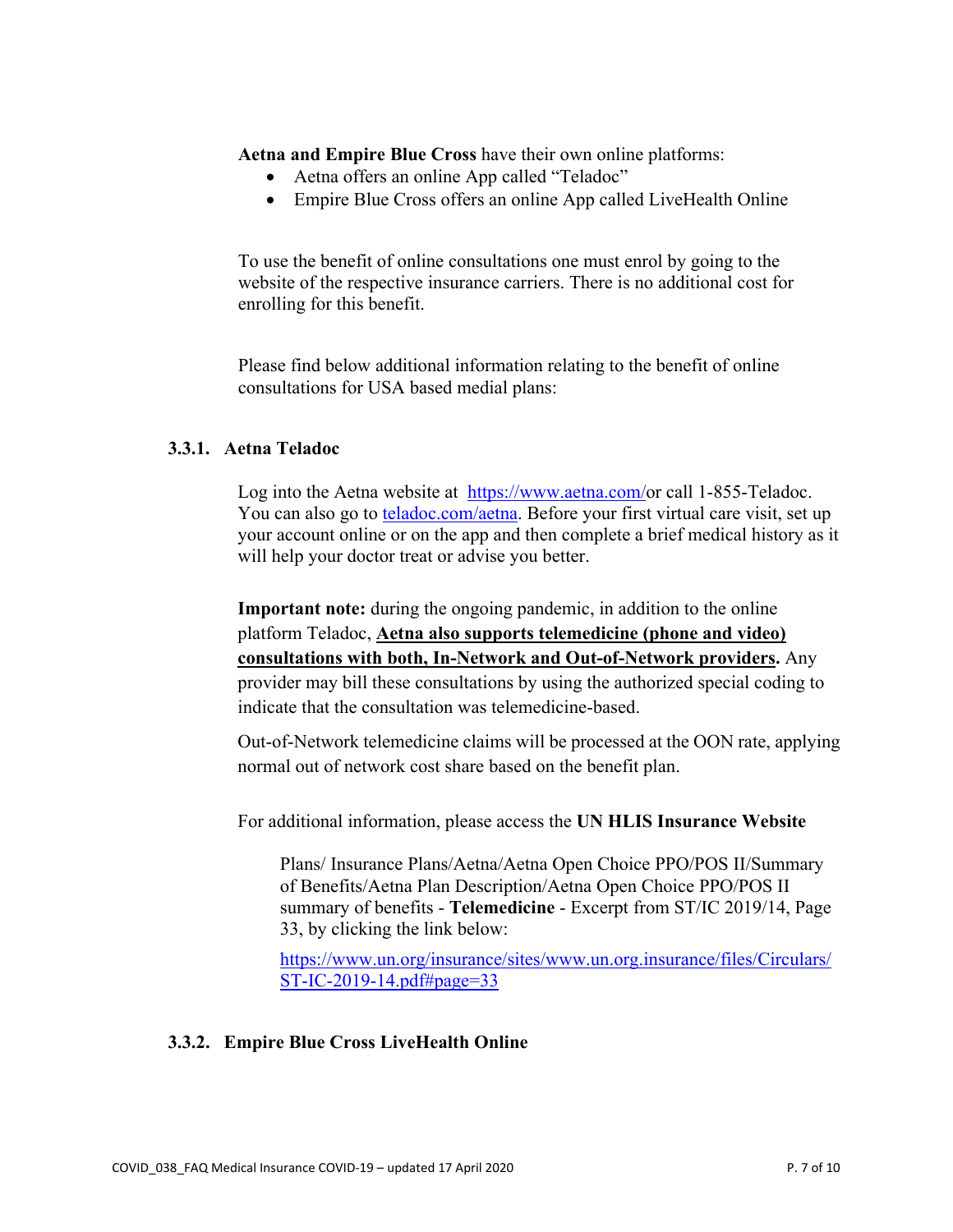**Aetna and Empire Blue Cross** have their own online platforms:

- Aetna offers an online App called "Teladoc"
- Empire Blue Cross offers an online App called LiveHealth Online

To use the benefit of online consultations one must enrol by going to the website of the respective insurance carriers. There is no additional cost for enrolling for this benefit.

Please find below additional information relating to the benefit of online consultations for USA based medial plans:

### 3.3.1. Aetna Teladoc

Log into the Aetna website at [https://www.aetna.com/](https://www.aetna.com/)or call 1-855-Teladoc. You can also go to [teladoc.com/aetna](teladoc.com/aetna). Before your first virtual care visit, set up your account online or on the app and then complete a brief medical history as it will help your doctor treat or advise you better.

**Important note:** during the ongoing pandemic, in addition to the online platform Teladoc, **Aetna also supports telemedicine (phone and video) consultations with both, In-Network and Out-of-Network providers.** Any provider may bill these consultations by using the authorized special coding to indicate that the consultation was telemedicine-based.

Out-of-Network telemedicine claims will be processed at the OON rate, applying normal out of network cost share based on the benefit plan.

For additional information, please access the **UN HLIS Insurance Website**

> Plans/ Insurance Plans/Aetna/Aetna Open Choice PPO/POS II/Summary of Benefits/Aetna Plan Description/Aetna Open Choice PPO/POS II summary of benefits - **Telemedicine** - Excerpt from ST/IC 2019/14, Page 33, by clicking the link below:
>
> [https://www.un.org/insurance/sites/www.un.org.insurance/files/Circulars/ST-IC-2019-14.pdf#page=33](https://www.un.org/insurance/sites/www.un.org.insurance/files/Circulars/ST-IC-2019-14.pdf#page=33)

### 3.3.2. Empire Blue Cross LiveHealth Online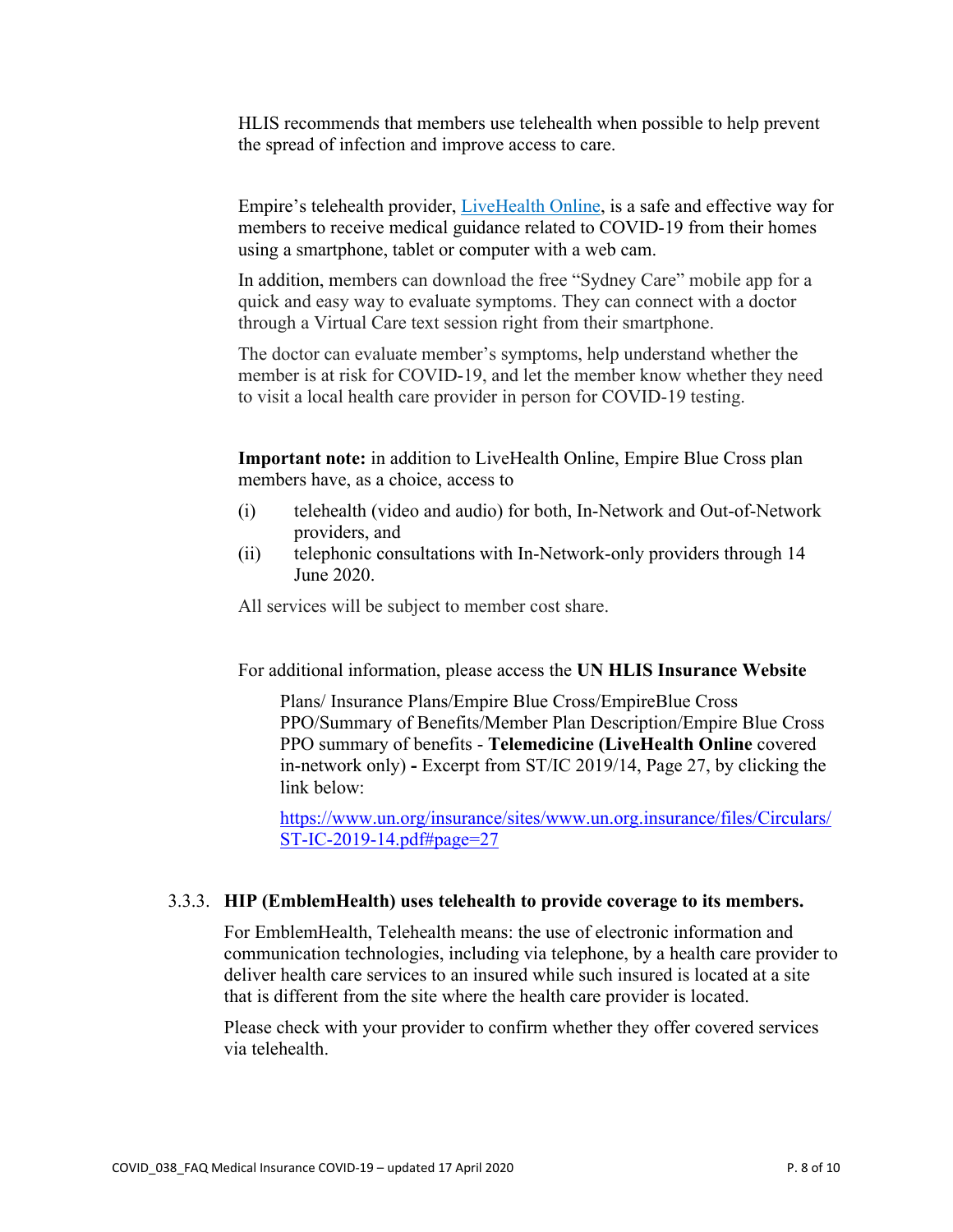HLIS recommends that members use telehealth when possible to help prevent the spread of infection and improve access to care.

Empire's telehealth provider, [LiveHealth Online](), is a safe and effective way for members to receive medical guidance related to COVID-19 from their homes using a smartphone, tablet or computer with a web cam.

In addition, members can download the free "Sydney Care" mobile app for a quick and easy way to evaluate symptoms. They can connect with a doctor through a Virtual Care text session right from their smartphone.

The doctor can evaluate member's symptoms, help understand whether the member is at risk for COVID-19, and let the member know whether they need to visit a local health care provider in person for COVID-19 testing.

**Important note:** in addition to LiveHealth Online, Empire Blue Cross plan members have, as a choice, access to

(i) telehealth (video and audio) for both, In-Network and Out-of-Network providers, and

(ii) telephonic consultations with In-Network-only providers through 14 June 2020.

All services will be subject to member cost share.

For additional information, please access the **UN HLIS Insurance Website**

> Plans/ Insurance Plans/Empire Blue Cross/EmpireBlue Cross PPO/Summary of Benefits/Member Plan Description/Empire Blue Cross PPO summary of benefits - **Telemedicine (LiveHealth Online** covered in-network only) **-** Excerpt from ST/IC 2019/14, Page 27, by clicking the link below:
>
> https://www.un.org/insurance/sites/www.un.org.insurance/files/Circulars/ST-IC-2019-14.pdf#page=27

### 3.3.3. HIP (EmblemHealth) uses telehealth to provide coverage to its members.

For EmblemHealth, Telehealth means: the use of electronic information and communication technologies, including via telephone, by a health care provider to deliver health care services to an insured while such insured is located at a site that is different from the site where the health care provider is located.

Please check with your provider to confirm whether they offer covered services via telehealth.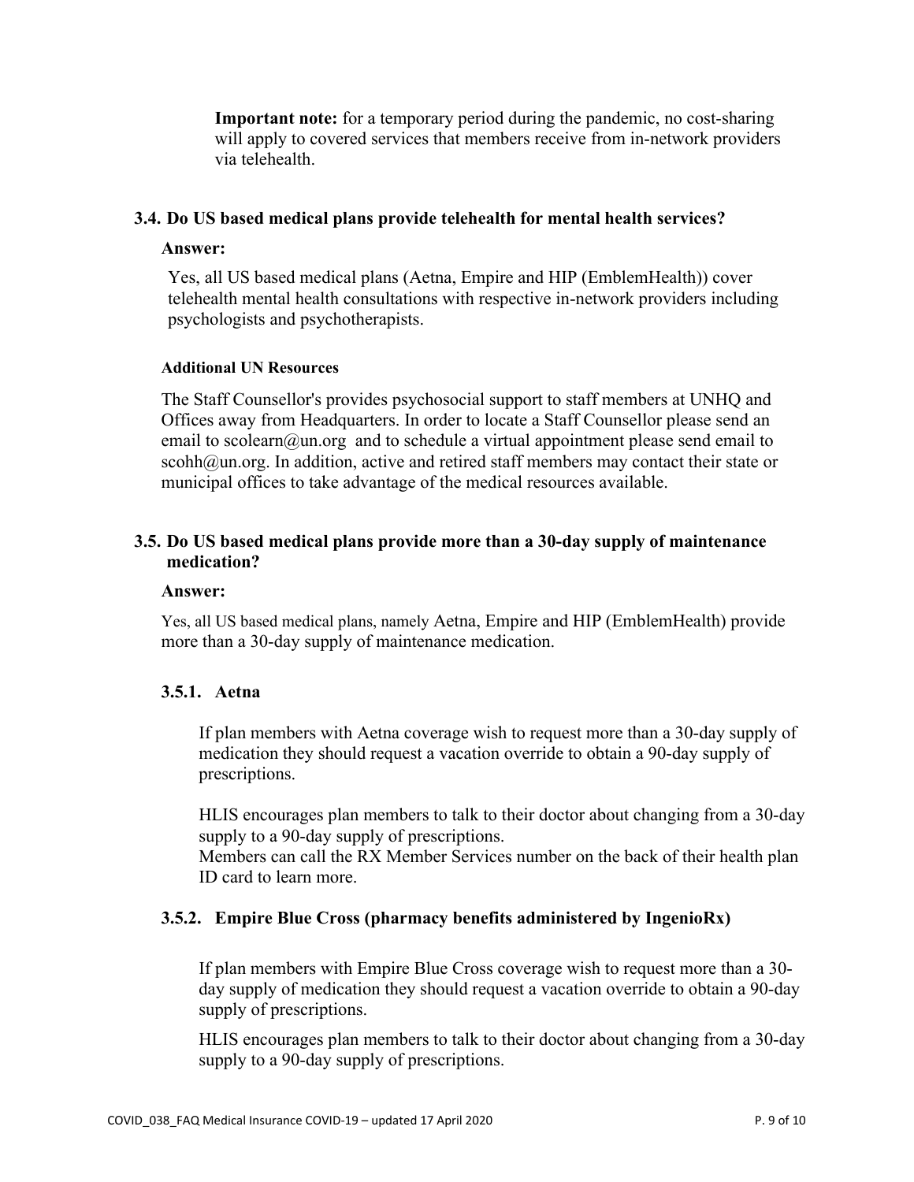**Important note:** for a temporary period during the pandemic, no cost-sharing will apply to covered services that members receive from in-network providers via telehealth.

### 3.4. Do US based medical plans provide telehealth for mental health services?

**Answer:**

Yes, all US based medical plans (Aetna, Empire and HIP (EmblemHealth)) cover telehealth mental health consultations with respective in-network providers including psychologists and psychotherapists.

**Additional UN Resources**

The Staff Counsellor's provides psychosocial support to staff members at UNHQ and Offices away from Headquarters. In order to locate a Staff Counsellor please send an email to scolearn@un.org and to schedule a virtual appointment please send email to scohh@un.org. In addition, active and retired staff members may contact their state or municipal offices to take advantage of the medical resources available.

### 3.5. Do US based medical plans provide more than a 30-day supply of maintenance medication?

**Answer:**

Yes, all US based medical plans, namely Aetna, Empire and HIP (EmblemHealth) provide more than a 30-day supply of maintenance medication.

#### 3.5.1. Aetna

If plan members with Aetna coverage wish to request more than a 30-day supply of medication they should request a vacation override to obtain a 90-day supply of prescriptions.

HLIS encourages plan members to talk to their doctor about changing from a 30-day supply to a 90-day supply of prescriptions.
Members can call the RX Member Services number on the back of their health plan ID card to learn more.

#### 3.5.2. Empire Blue Cross (pharmacy benefits administered by IngenioRx)

If plan members with Empire Blue Cross coverage wish to request more than a 30-day supply of medication they should request a vacation override to obtain a 90-day supply of prescriptions.

HLIS encourages plan members to talk to their doctor about changing from a 30-day supply to a 90-day supply of prescriptions.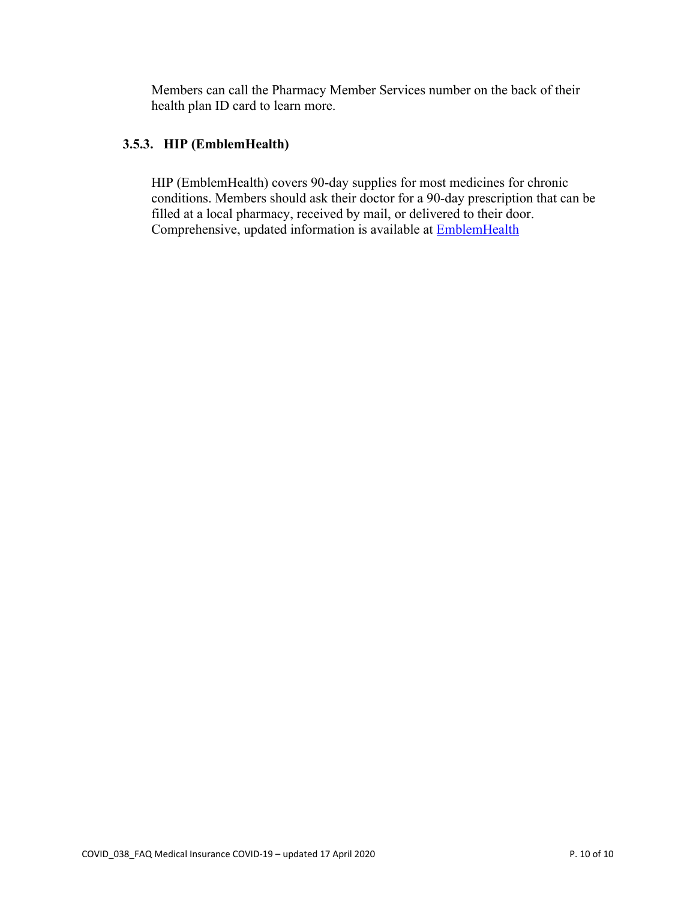Members can call the Pharmacy Member Services number on the back of their health plan ID card to learn more.

### 3.5.3. HIP (EmblemHealth)

HIP (EmblemHealth) covers 90-day supplies for most medicines for chronic conditions. Members should ask their doctor for a 90-day prescription that can be filled at a local pharmacy, received by mail, or delivered to their door. Comprehensive, updated information is available at EmblemHealth